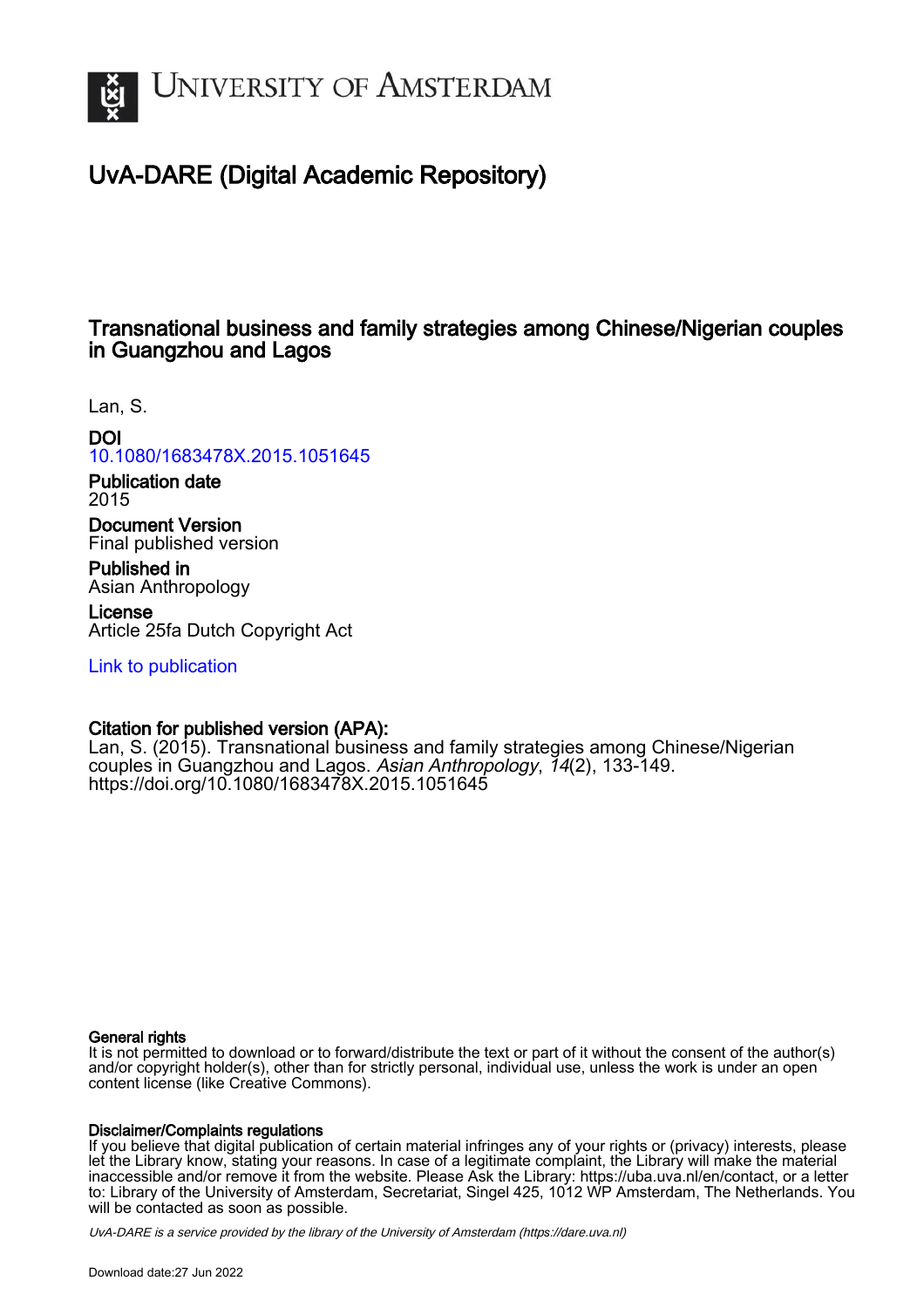# University of Amsterdam

## UvA-DARE (Digital Academic Repository)

### Transnational business and family strategies among Chinese/Nigerian couples in Guangzhou and Lagos

Lan, S.

**DOI**
10.1080/1683478X.2015.1051645

**Publication date**
2015

**Document Version**
Final published version

**Published in**
Asian Anthropology

**License**
Article 25fa Dutch Copyright Act

Link to publication

**Citation for published version (APA):**
Lan, S. (2015). Transnational business and family strategies among Chinese/Nigerian couples in Guangzhou and Lagos. *Asian Anthropology*, *14*(2), 133-149. https://doi.org/10.1080/1683478X.2015.1051645

**General rights**
It is not permitted to download or to forward/distribute the text or part of it without the consent of the author(s) and/or copyright holder(s), other than for strictly personal, individual use, unless the work is under an open content license (like Creative Commons).

**Disclaimer/Complaints regulations**
If you believe that digital publication of certain material infringes any of your rights or (privacy) interests, please let the Library know, stating your reasons. In case of a legitimate complaint, the Library will make the material inaccessible and/or remove it from the website. Please Ask the Library: https://uba.uva.nl/en/contact, or a letter to: Library of the University of Amsterdam, Secretariat, Singel 425, 1012 WP Amsterdam, The Netherlands. You will be contacted as soon as possible.

*UvA-DARE is a service provided by the library of the University of Amsterdam (https://dare.uva.nl)*

Download date:27 Jun 2022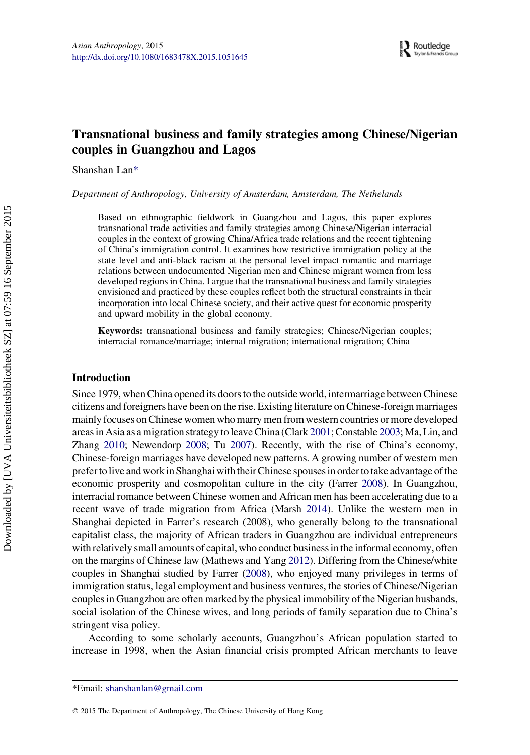# Transnational business and family strategies among Chinese/Nigerian couples in Guangzhou and Lagos

Shanshan Lan*

*Department of Anthropology, University of Amsterdam, Amsterdam, The Nethelands*

Based on ethnographic fieldwork in Guangzhou and Lagos, this paper explores transnational trade activities and family strategies among Chinese/Nigerian interracial couples in the context of growing China/Africa trade relations and the recent tightening of China's immigration control. It examines how restrictive immigration policy at the state level and anti-black racism at the personal level impact romantic and marriage relations between undocumented Nigerian men and Chinese migrant women from less developed regions in China. I argue that the transnational business and family strategies envisioned and practiced by these couples reflect both the structural constraints in their incorporation into local Chinese society, and their active quest for economic prosperity and upward mobility in the global economy.

**Keywords:** transnational business and family strategies; Chinese/Nigerian couples; interracial romance/marriage; internal migration; international migration; China

## Introduction

Since 1979, when China opened its doors to the outside world, intermarriage between Chinese citizens and foreigners have been on the rise. Existing literature on Chinese-foreign marriages mainly focuses on Chinese women who marry men from western countries or more developed areas in Asia as a migration strategy to leave China (Clark 2001; Constable 2003; Ma, Lin, and Zhang 2010; Newendorp 2008; Tu 2007). Recently, with the rise of China's economy, Chinese-foreign marriages have developed new patterns. A growing number of western men prefer to live and work in Shanghai with their Chinese spouses in order to take advantage of the economic prosperity and cosmopolitan culture in the city (Farrer 2008). In Guangzhou, interracial romance between Chinese women and African men has been accelerating due to a recent wave of trade migration from Africa (Marsh 2014). Unlike the western men in Shanghai depicted in Farrer's research (2008), who generally belong to the transnational capitalist class, the majority of African traders in Guangzhou are individual entrepreneurs with relatively small amounts of capital, who conduct business in the informal economy, often on the margins of Chinese law (Mathews and Yang 2012). Differing from the Chinese/white couples in Shanghai studied by Farrer (2008), who enjoyed many privileges in terms of immigration status, legal employment and business ventures, the stories of Chinese/Nigerian couples in Guangzhou are often marked by the physical immobility of the Nigerian husbands, social isolation of the Chinese wives, and long periods of family separation due to China's stringent visa policy.

According to some scholarly accounts, Guangzhou's African population started to increase in 1998, when the Asian financial crisis prompted African merchants to leave

*Email: shanshanlan@gmail.com

© 2015 The Department of Anthropology, The Chinese University of Hong Kong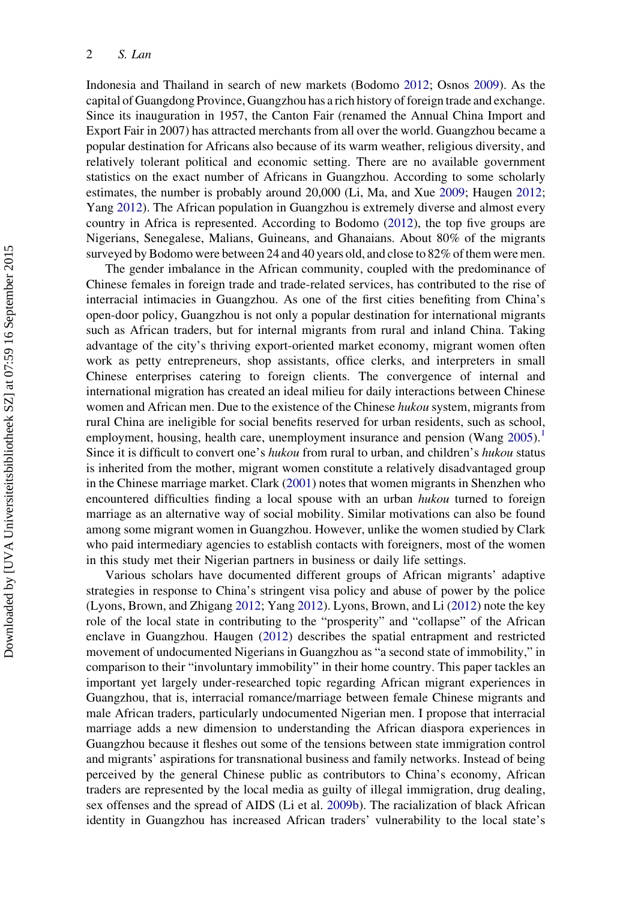Indonesia and Thailand in search of new markets (Bodomo 2012; Osnos 2009). As the capital of Guangdong Province, Guangzhou has a rich history of foreign trade and exchange. Since its inauguration in 1957, the Canton Fair (renamed the Annual China Import and Export Fair in 2007) has attracted merchants from all over the world. Guangzhou became a popular destination for Africans also because of its warm weather, religious diversity, and relatively tolerant political and economic setting. There are no available government statistics on the exact number of Africans in Guangzhou. According to some scholarly estimates, the number is probably around 20,000 (Li, Ma, and Xue 2009; Haugen 2012; Yang 2012). The African population in Guangzhou is extremely diverse and almost every country in Africa is represented. According to Bodomo (2012), the top five groups are Nigerians, Senegalese, Malians, Guineans, and Ghanaians. About 80% of the migrants surveyed by Bodomo were between 24 and 40 years old, and close to 82% of them were men.

The gender imbalance in the African community, coupled with the predominance of Chinese females in foreign trade and trade-related services, has contributed to the rise of interracial intimacies in Guangzhou. As one of the first cities benefiting from China's open-door policy, Guangzhou is not only a popular destination for international migrants such as African traders, but for internal migrants from rural and inland China. Taking advantage of the city's thriving export-oriented market economy, migrant women often work as petty entrepreneurs, shop assistants, office clerks, and interpreters in small Chinese enterprises catering to foreign clients. The convergence of internal and international migration has created an ideal milieu for daily interactions between Chinese women and African men. Due to the existence of the Chinese *hukou* system, migrants from rural China are ineligible for social benefits reserved for urban residents, such as school, employment, housing, health care, unemployment insurance and pension (Wang 2005).[1] Since it is difficult to convert one's *hukou* from rural to urban, and children's *hukou* status is inherited from the mother, migrant women constitute a relatively disadvantaged group in the Chinese marriage market. Clark (2001) notes that women migrants in Shenzhen who encountered difficulties finding a local spouse with an urban *hukou* turned to foreign marriage as an alternative way of social mobility. Similar motivations can also be found among some migrant women in Guangzhou. However, unlike the women studied by Clark who paid intermediary agencies to establish contacts with foreigners, most of the women in this study met their Nigerian partners in business or daily life settings.

Various scholars have documented different groups of African migrants' adaptive strategies in response to China's stringent visa policy and abuse of power by the police (Lyons, Brown, and Zhigang 2012; Yang 2012). Lyons, Brown, and Li (2012) note the key role of the local state in contributing to the "prosperity" and "collapse" of the African enclave in Guangzhou. Haugen (2012) describes the spatial entrapment and restricted movement of undocumented Nigerians in Guangzhou as "a second state of immobility," in comparison to their "involuntary immobility" in their home country. This paper tackles an important yet largely under-researched topic regarding African migrant experiences in Guangzhou, that is, interracial romance/marriage between female Chinese migrants and male African traders, particularly undocumented Nigerian men. I propose that interracial marriage adds a new dimension to understanding the African diaspora experiences in Guangzhou because it fleshes out some of the tensions between state immigration control and migrants' aspirations for transnational business and family networks. Instead of being perceived by the general Chinese public as contributors to China's economy, African traders are represented by the local media as guilty of illegal immigration, drug dealing, sex offenses and the spread of AIDS (Li et al. 2009b). The racialization of black African identity in Guangzhou has increased African traders' vulnerability to the local state's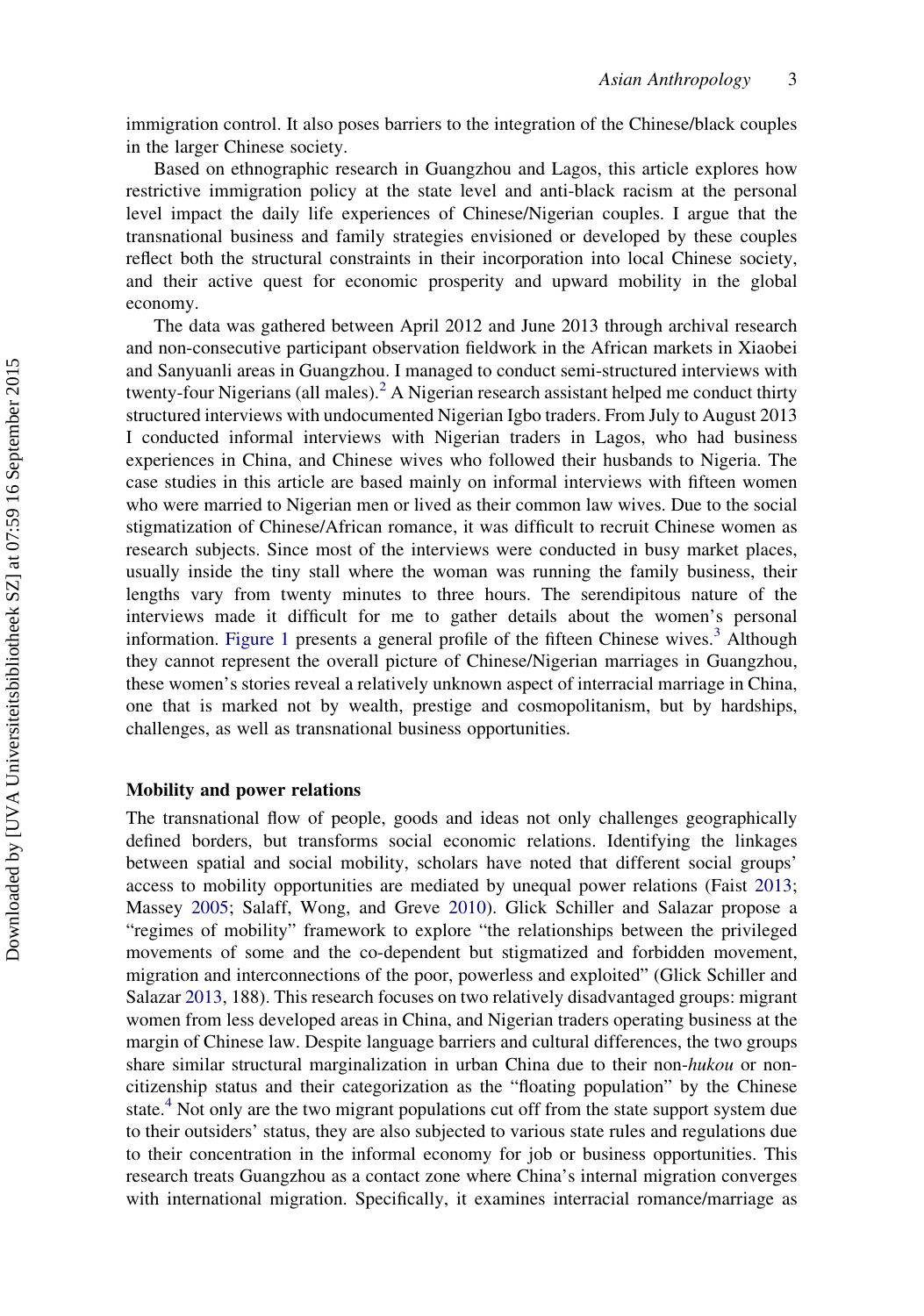immigration control. It also poses barriers to the integration of the Chinese/black couples in the larger Chinese society.

Based on ethnographic research in Guangzhou and Lagos, this article explores how restrictive immigration policy at the state level and anti-black racism at the personal level impact the daily life experiences of Chinese/Nigerian couples. I argue that the transnational business and family strategies envisioned or developed by these couples reflect both the structural constraints in their incorporation into local Chinese society, and their active quest for economic prosperity and upward mobility in the global economy.

The data was gathered between April 2012 and June 2013 through archival research and non-consecutive participant observation fieldwork in the African markets in Xiaobei and Sanyuanli areas in Guangzhou. I managed to conduct semi-structured interviews with twenty-four Nigerians (all males).[2] A Nigerian research assistant helped me conduct thirty structured interviews with undocumented Nigerian Igbo traders. From July to August 2013 I conducted informal interviews with Nigerian traders in Lagos, who had business experiences in China, and Chinese wives who followed their husbands to Nigeria. The case studies in this article are based mainly on informal interviews with fifteen women who were married to Nigerian men or lived as their common law wives. Due to the social stigmatization of Chinese/African romance, it was difficult to recruit Chinese women as research subjects. Since most of the interviews were conducted in busy market places, usually inside the tiny stall where the woman was running the family business, their lengths vary from twenty minutes to three hours. The serendipitous nature of the interviews made it difficult for me to gather details about the women's personal information. Figure 1 presents a general profile of the fifteen Chinese wives.[3] Although they cannot represent the overall picture of Chinese/Nigerian marriages in Guangzhou, these women's stories reveal a relatively unknown aspect of interracial marriage in China, one that is marked not by wealth, prestige and cosmopolitanism, but by hardships, challenges, as well as transnational business opportunities.

## Mobility and power relations

The transnational flow of people, goods and ideas not only challenges geographically defined borders, but transforms social economic relations. Identifying the linkages between spatial and social mobility, scholars have noted that different social groups' access to mobility opportunities are mediated by unequal power relations (Faist 2013; Massey 2005; Salaff, Wong, and Greve 2010). Glick Schiller and Salazar propose a "regimes of mobility" framework to explore "the relationships between the privileged movements of some and the co-dependent but stigmatized and forbidden movement, migration and interconnections of the poor, powerless and exploited" (Glick Schiller and Salazar 2013, 188). This research focuses on two relatively disadvantaged groups: migrant women from less developed areas in China, and Nigerian traders operating business at the margin of Chinese law. Despite language barriers and cultural differences, the two groups share similar structural marginalization in urban China due to their non-*hukou* or non-citizenship status and their categorization as the "floating population" by the Chinese state.[4] Not only are the two migrant populations cut off from the state support system due to their outsiders' status, they are also subjected to various state rules and regulations due to their concentration in the informal economy for job or business opportunities. This research treats Guangzhou as a contact zone where China's internal migration converges with international migration. Specifically, it examines interracial romance/marriage as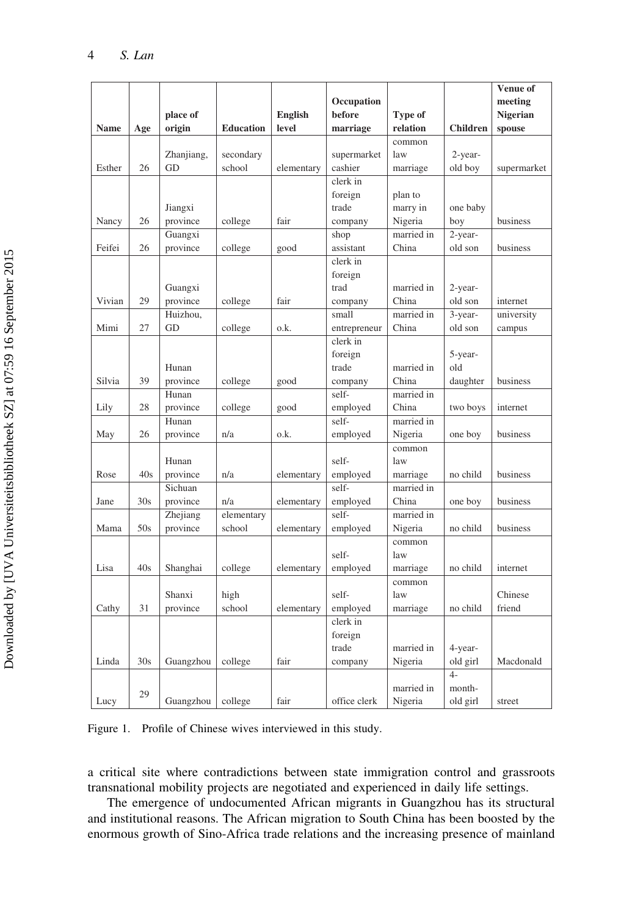| Name | Age | place of origin | Education | English level | Occupation before marriage | Type of relation | Children | Venue of meeting Nigerian spouse |
|---|---|---|---|---|---|---|---|---|
| Esther | 26 | Zhanjiang, GD | secondary school | elementary | supermarket cashier | common law marriage | 2-year-old boy | supermarket |
| Nancy | 26 | Jiangxi province | college | fair | clerk in foreign trade company | plan to marry in Nigeria | one baby boy | business |
| Feifei | 26 | Guangxi province | college | good | shop assistant | married in China | 2-year-old son | business |
| Vivian | 29 | Guangxi province | college | fair | clerk in foreign trad company | married in China | 2-year-old son | internet |
| Mimi | 27 | Huizhou, GD | college | o.k. | small entrepreneur | married in China | 3-year-old son | university campus |
| Silvia | 39 | Hunan province | college | good | clerk in foreign trade company | married in China | 5-year-old daughter | business |
| Lily | 28 | Hunan province | college | good | self-employed | married in China | two boys | internet |
| May | 26 | Hunan province | n/a | o.k. | self-employed | married in Nigeria | one boy | business |
| Rose | 40s | Hunan province | n/a | elementary | self-employed | common law marriage | no child | business |
| Jane | 30s | Sichuan province | n/a | elementary | self-employed | married in China | one boy | business |
| Mama | 50s | Zhejiang province | elementary school | elementary | self-employed | married in Nigeria | no child | business |
| Lisa | 40s | Shanghai | college | elementary | self-employed | common law marriage | no child | internet |
| Cathy | 31 | Shanxi province | high school | elementary | self-employed | common law marriage | no child | Chinese friend |
| Linda | 30s | Guangzhou | college | fair | clerk in foreign trade company | married in Nigeria | 4-year-old girl | Macdonald |
| Lucy | 29 | Guangzhou | college | fair | office clerk | married in Nigeria | 4-month-old girl | street |

Figure 1. Profile of Chinese wives interviewed in this study.

a critical site where contradictions between state immigration control and grassroots transnational mobility projects are negotiated and experienced in daily life settings.

The emergence of undocumented African migrants in Guangzhou has its structural and institutional reasons. The African migration to South China has been boosted by the enormous growth of Sino-Africa trade relations and the increasing presence of mainland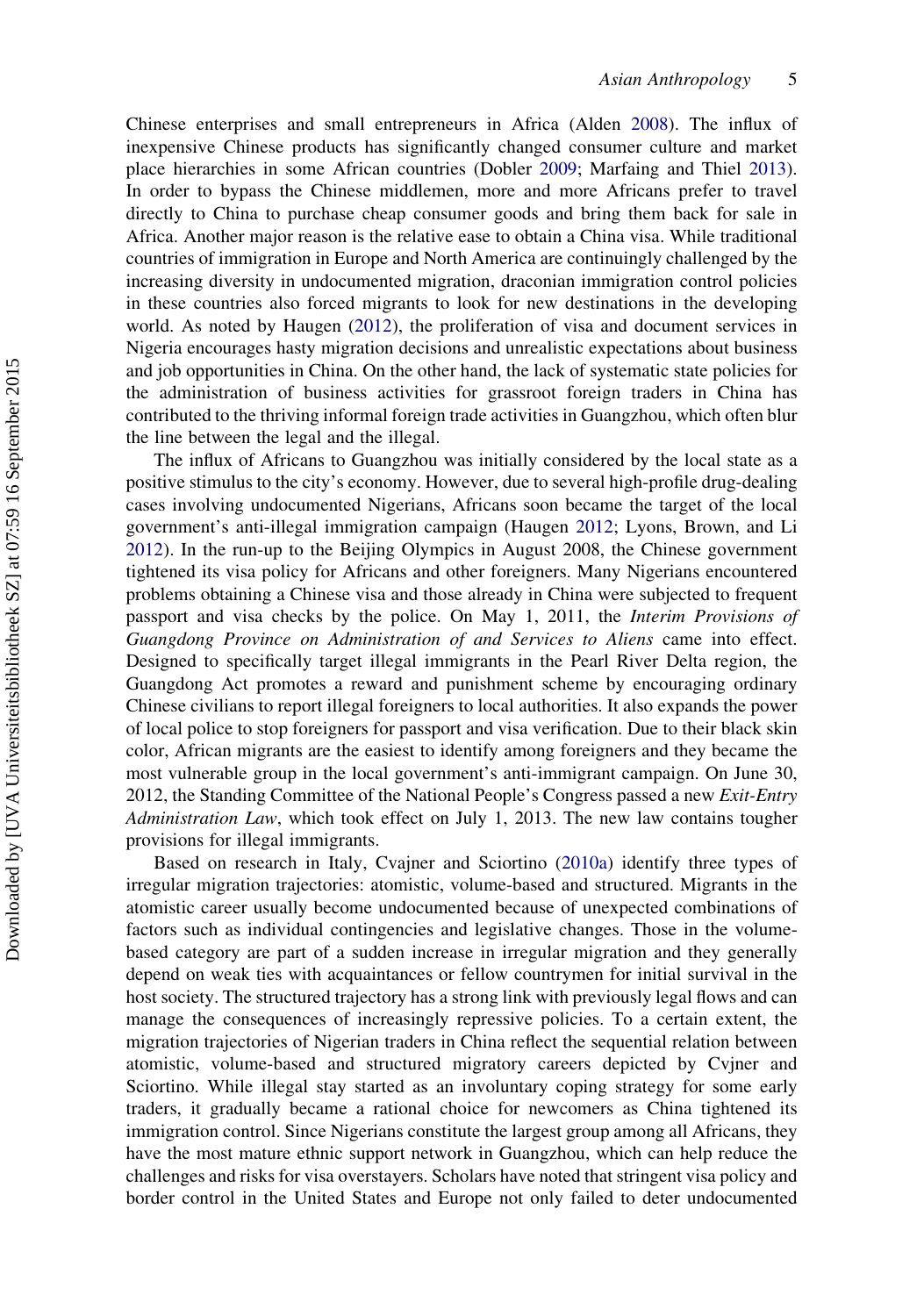Chinese enterprises and small entrepreneurs in Africa (Alden 2008). The influx of inexpensive Chinese products has significantly changed consumer culture and market place hierarchies in some African countries (Dobler 2009; Marfaing and Thiel 2013). In order to bypass the Chinese middlemen, more and more Africans prefer to travel directly to China to purchase cheap consumer goods and bring them back for sale in Africa. Another major reason is the relative ease to obtain a China visa. While traditional countries of immigration in Europe and North America are continuingly challenged by the increasing diversity in undocumented migration, draconian immigration control policies in these countries also forced migrants to look for new destinations in the developing world. As noted by Haugen (2012), the proliferation of visa and document services in Nigeria encourages hasty migration decisions and unrealistic expectations about business and job opportunities in China. On the other hand, the lack of systematic state policies for the administration of business activities for grassroot foreign traders in China has contributed to the thriving informal foreign trade activities in Guangzhou, which often blur the line between the legal and the illegal.

The influx of Africans to Guangzhou was initially considered by the local state as a positive stimulus to the city's economy. However, due to several high-profile drug-dealing cases involving undocumented Nigerians, Africans soon became the target of the local government's anti-illegal immigration campaign (Haugen 2012; Lyons, Brown, and Li 2012). In the run-up to the Beijing Olympics in August 2008, the Chinese government tightened its visa policy for Africans and other foreigners. Many Nigerians encountered problems obtaining a Chinese visa and those already in China were subjected to frequent passport and visa checks by the police. On May 1, 2011, the *Interim Provisions of Guangdong Province on Administration of and Services to Aliens* came into effect. Designed to specifically target illegal immigrants in the Pearl River Delta region, the Guangdong Act promotes a reward and punishment scheme by encouraging ordinary Chinese civilians to report illegal foreigners to local authorities. It also expands the power of local police to stop foreigners for passport and visa verification. Due to their black skin color, African migrants are the easiest to identify among foreigners and they became the most vulnerable group in the local government's anti-immigrant campaign. On June 30, 2012, the Standing Committee of the National People's Congress passed a new *Exit-Entry Administration Law*, which took effect on July 1, 2013. The new law contains tougher provisions for illegal immigrants.

Based on research in Italy, Cvajner and Sciortino (2010a) identify three types of irregular migration trajectories: atomistic, volume-based and structured. Migrants in the atomistic career usually become undocumented because of unexpected combinations of factors such as individual contingencies and legislative changes. Those in the volume-based category are part of a sudden increase in irregular migration and they generally depend on weak ties with acquaintances or fellow countrymen for initial survival in the host society. The structured trajectory has a strong link with previously legal flows and can manage the consequences of increasingly repressive policies. To a certain extent, the migration trajectories of Nigerian traders in China reflect the sequential relation between atomistic, volume-based and structured migratory careers depicted by Cvjner and Sciortino. While illegal stay started as an involuntary coping strategy for some early traders, it gradually became a rational choice for newcomers as China tightened its immigration control. Since Nigerians constitute the largest group among all Africans, they have the most mature ethnic support network in Guangzhou, which can help reduce the challenges and risks for visa overstayers. Scholars have noted that stringent visa policy and border control in the United States and Europe not only failed to deter undocumented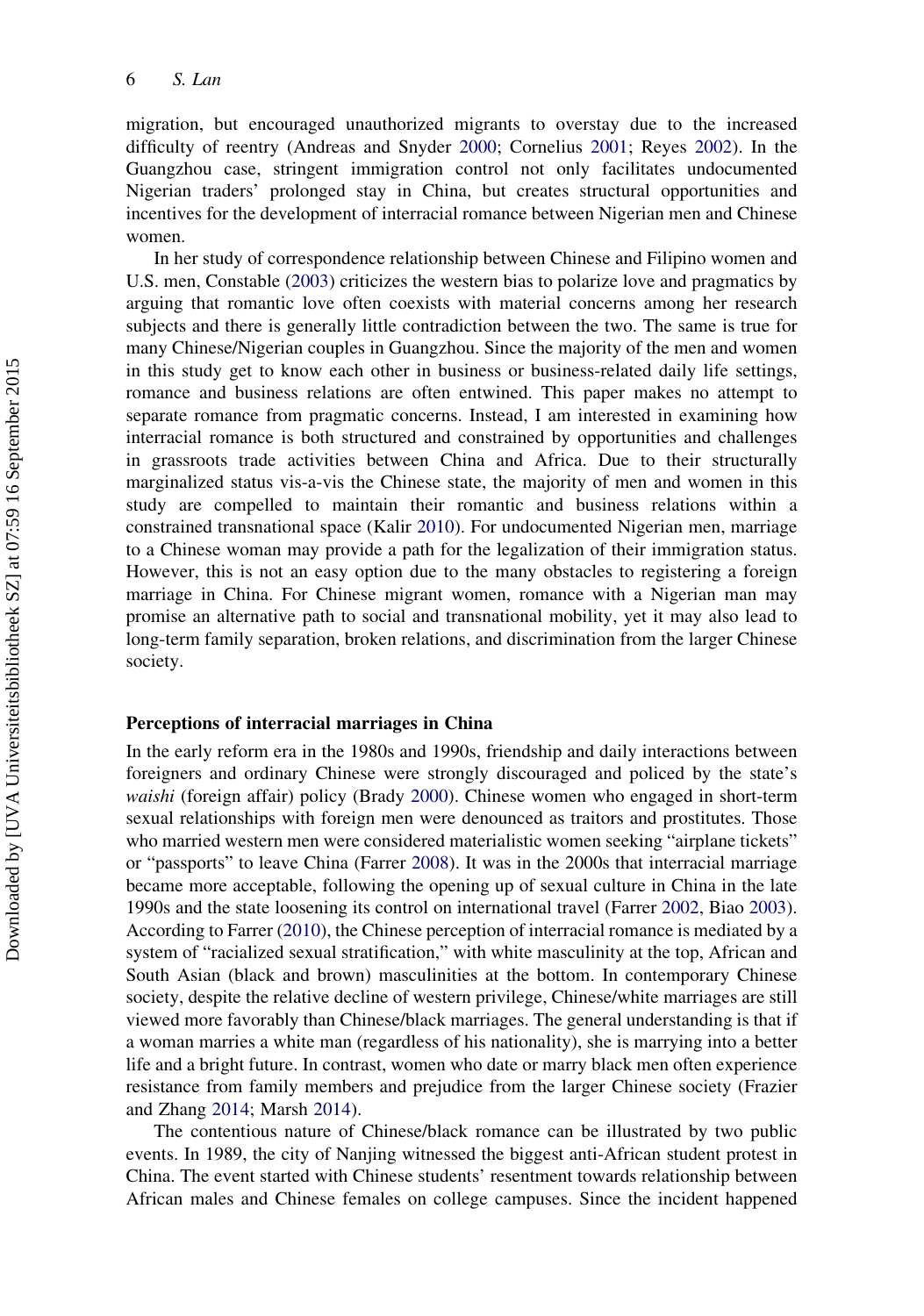migration, but encouraged unauthorized migrants to overstay due to the increased difficulty of reentry (Andreas and Snyder 2000; Cornelius 2001; Reyes 2002). In the Guangzhou case, stringent immigration control not only facilitates undocumented Nigerian traders' prolonged stay in China, but creates structural opportunities and incentives for the development of interracial romance between Nigerian men and Chinese women.

In her study of correspondence relationship between Chinese and Filipino women and U.S. men, Constable (2003) criticizes the western bias to polarize love and pragmatics by arguing that romantic love often coexists with material concerns among her research subjects and there is generally little contradiction between the two. The same is true for many Chinese/Nigerian couples in Guangzhou. Since the majority of the men and women in this study get to know each other in business or business-related daily life settings, romance and business relations are often entwined. This paper makes no attempt to separate romance from pragmatic concerns. Instead, I am interested in examining how interracial romance is both structured and constrained by opportunities and challenges in grassroots trade activities between China and Africa. Due to their structurally marginalized status vis-a-vis the Chinese state, the majority of men and women in this study are compelled to maintain their romantic and business relations within a constrained transnational space (Kalir 2010). For undocumented Nigerian men, marriage to a Chinese woman may provide a path for the legalization of their immigration status. However, this is not an easy option due to the many obstacles to registering a foreign marriage in China. For Chinese migrant women, romance with a Nigerian man may promise an alternative path to social and transnational mobility, yet it may also lead to long-term family separation, broken relations, and discrimination from the larger Chinese society.

## Perceptions of interracial marriages in China

In the early reform era in the 1980s and 1990s, friendship and daily interactions between foreigners and ordinary Chinese were strongly discouraged and policed by the state's *waishi* (foreign affair) policy (Brady 2000). Chinese women who engaged in short-term sexual relationships with foreign men were denounced as traitors and prostitutes. Those who married western men were considered materialistic women seeking "airplane tickets" or "passports" to leave China (Farrer 2008). It was in the 2000s that interracial marriage became more acceptable, following the opening up of sexual culture in China in the late 1990s and the state loosening its control on international travel (Farrer 2002, Biao 2003). According to Farrer (2010), the Chinese perception of interracial romance is mediated by a system of "racialized sexual stratification," with white masculinity at the top, African and South Asian (black and brown) masculinities at the bottom. In contemporary Chinese society, despite the relative decline of western privilege, Chinese/white marriages are still viewed more favorably than Chinese/black marriages. The general understanding is that if a woman marries a white man (regardless of his nationality), she is marrying into a better life and a bright future. In contrast, women who date or marry black men often experience resistance from family members and prejudice from the larger Chinese society (Frazier and Zhang 2014; Marsh 2014).

The contentious nature of Chinese/black romance can be illustrated by two public events. In 1989, the city of Nanjing witnessed the biggest anti-African student protest in China. The event started with Chinese students' resentment towards relationship between African males and Chinese females on college campuses. Since the incident happened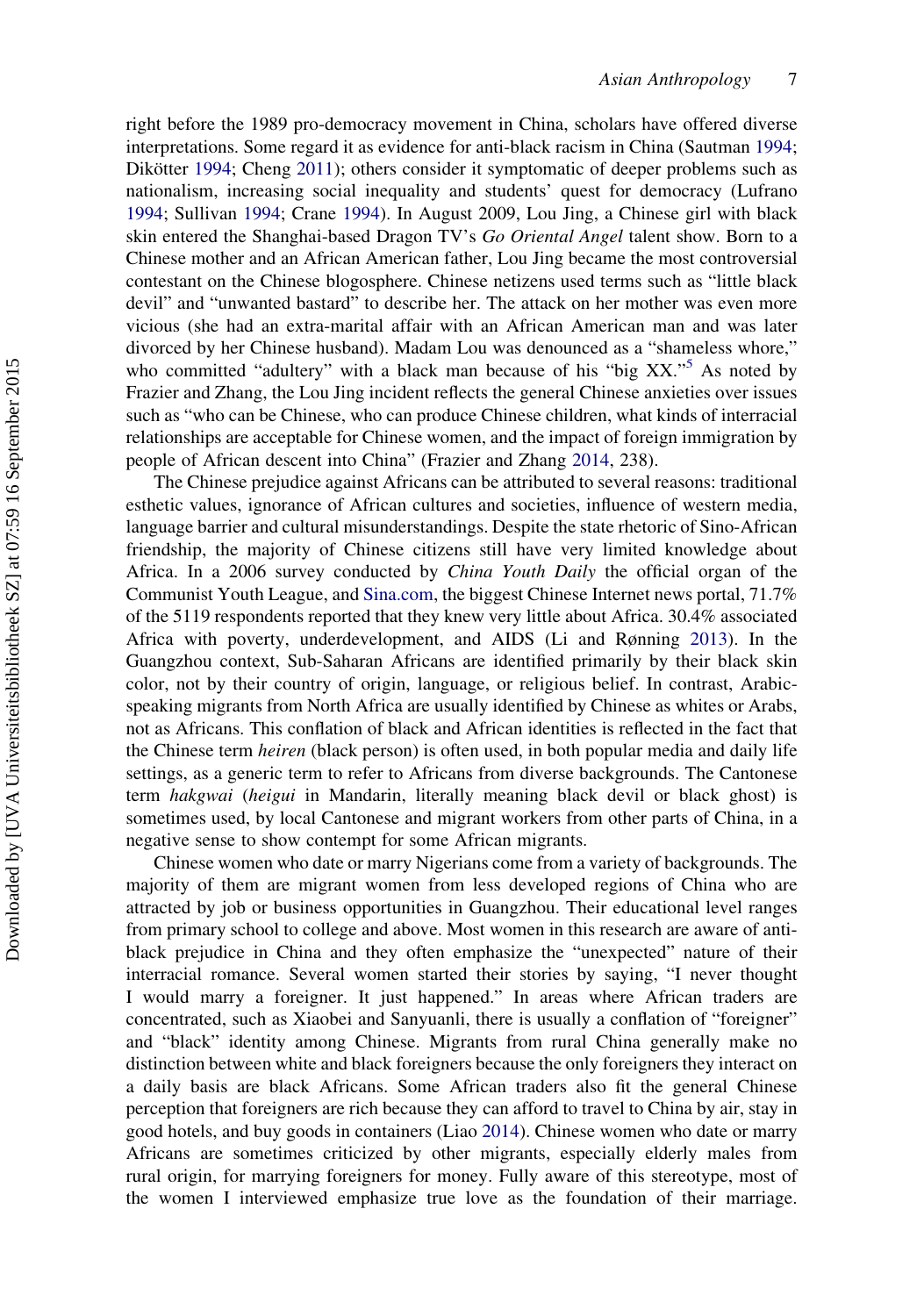right before the 1989 pro-democracy movement in China, scholars have offered diverse interpretations. Some regard it as evidence for anti-black racism in China (Sautman 1994; Dikötter 1994; Cheng 2011); others consider it symptomatic of deeper problems such as nationalism, increasing social inequality and students' quest for democracy (Lufrano 1994; Sullivan 1994; Crane 1994). In August 2009, Lou Jing, a Chinese girl with black skin entered the Shanghai-based Dragon TV's *Go Oriental Angel* talent show. Born to a Chinese mother and an African American father, Lou Jing became the most controversial contestant on the Chinese blogosphere. Chinese netizens used terms such as "little black devil" and "unwanted bastard" to describe her. The attack on her mother was even more vicious (she had an extra-marital affair with an African American man and was later divorced by her Chinese husband). Madam Lou was denounced as a "shameless whore," who committed "adultery" with a black man because of his "big XX."[5] As noted by Frazier and Zhang, the Lou Jing incident reflects the general Chinese anxieties over issues such as "who can be Chinese, who can produce Chinese children, what kinds of interracial relationships are acceptable for Chinese women, and the impact of foreign immigration by people of African descent into China" (Frazier and Zhang 2014, 238).

The Chinese prejudice against Africans can be attributed to several reasons: traditional esthetic values, ignorance of African cultures and societies, influence of western media, language barrier and cultural misunderstandings. Despite the state rhetoric of Sino-African friendship, the majority of Chinese citizens still have very limited knowledge about Africa. In a 2006 survey conducted by *China Youth Daily* the official organ of the Communist Youth League, and Sina.com, the biggest Chinese Internet news portal, 71.7% of the 5119 respondents reported that they knew very little about Africa. 30.4% associated Africa with poverty, underdevelopment, and AIDS (Li and Rønning 2013). In the Guangzhou context, Sub-Saharan Africans are identified primarily by their black skin color, not by their country of origin, language, or religious belief. In contrast, Arabic-speaking migrants from North Africa are usually identified by Chinese as whites or Arabs, not as Africans. This conflation of black and African identities is reflected in the fact that the Chinese term *heiren* (black person) is often used, in both popular media and daily life settings, as a generic term to refer to Africans from diverse backgrounds. The Cantonese term *hakgwai* (*heigui* in Mandarin, literally meaning black devil or black ghost) is sometimes used, by local Cantonese and migrant workers from other parts of China, in a negative sense to show contempt for some African migrants.

Chinese women who date or marry Nigerians come from a variety of backgrounds. The majority of them are migrant women from less developed regions of China who are attracted by job or business opportunities in Guangzhou. Their educational level ranges from primary school to college and above. Most women in this research are aware of anti-black prejudice in China and they often emphasize the "unexpected" nature of their interracial romance. Several women started their stories by saying, "I never thought I would marry a foreigner. It just happened." In areas where African traders are concentrated, such as Xiaobei and Sanyuanli, there is usually a conflation of "foreigner" and "black" identity among Chinese. Migrants from rural China generally make no distinction between white and black foreigners because the only foreigners they interact on a daily basis are black Africans. Some African traders also fit the general Chinese perception that foreigners are rich because they can afford to travel to China by air, stay in good hotels, and buy goods in containers (Liao 2014). Chinese women who date or marry Africans are sometimes criticized by other migrants, especially elderly males from rural origin, for marrying foreigners for money. Fully aware of this stereotype, most of the women I interviewed emphasize true love as the foundation of their marriage.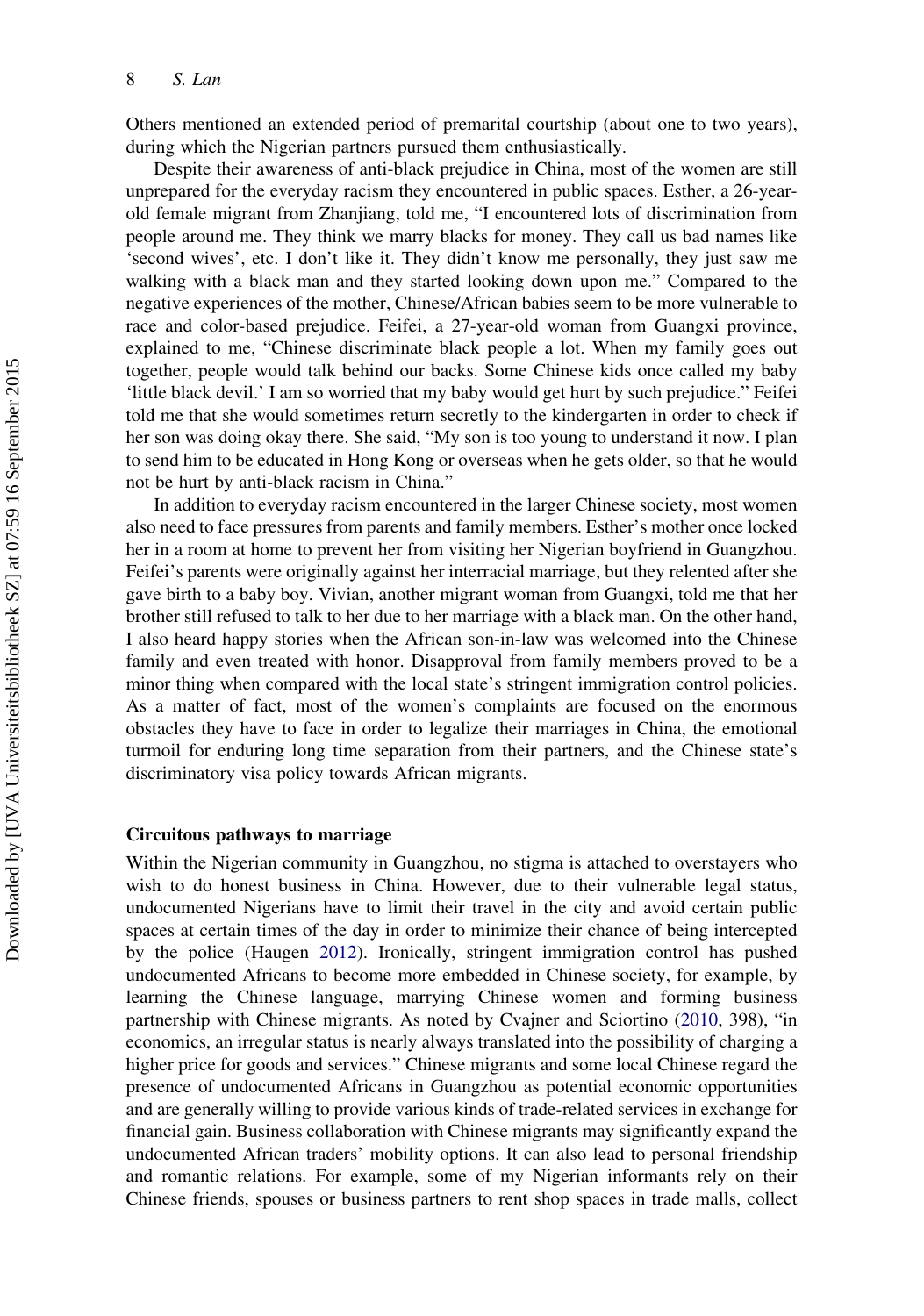Others mentioned an extended period of premarital courtship (about one to two years), during which the Nigerian partners pursued them enthusiastically.

Despite their awareness of anti-black prejudice in China, most of the women are still unprepared for the everyday racism they encountered in public spaces. Esther, a 26-year-old female migrant from Zhanjiang, told me, "I encountered lots of discrimination from people around me. They think we marry blacks for money. They call us bad names like 'second wives', etc. I don't like it. They didn't know me personally, they just saw me walking with a black man and they started looking down upon me." Compared to the negative experiences of the mother, Chinese/African babies seem to be more vulnerable to race and color-based prejudice. Feifei, a 27-year-old woman from Guangxi province, explained to me, "Chinese discriminate black people a lot. When my family goes out together, people would talk behind our backs. Some Chinese kids once called my baby 'little black devil.' I am so worried that my baby would get hurt by such prejudice." Feifei told me that she would sometimes return secretly to the kindergarten in order to check if her son was doing okay there. She said, "My son is too young to understand it now. I plan to send him to be educated in Hong Kong or overseas when he gets older, so that he would not be hurt by anti-black racism in China."

In addition to everyday racism encountered in the larger Chinese society, most women also need to face pressures from parents and family members. Esther's mother once locked her in a room at home to prevent her from visiting her Nigerian boyfriend in Guangzhou. Feifei's parents were originally against her interracial marriage, but they relented after she gave birth to a baby boy. Vivian, another migrant woman from Guangxi, told me that her brother still refused to talk to her due to her marriage with a black man. On the other hand, I also heard happy stories when the African son-in-law was welcomed into the Chinese family and even treated with honor. Disapproval from family members proved to be a minor thing when compared with the local state's stringent immigration control policies. As a matter of fact, most of the women's complaints are focused on the enormous obstacles they have to face in order to legalize their marriages in China, the emotional turmoil for enduring long time separation from their partners, and the Chinese state's discriminatory visa policy towards African migrants.

## Circuitous pathways to marriage

Within the Nigerian community in Guangzhou, no stigma is attached to overstayers who wish to do honest business in China. However, due to their vulnerable legal status, undocumented Nigerians have to limit their travel in the city and avoid certain public spaces at certain times of the day in order to minimize their chance of being intercepted by the police (Haugen 2012). Ironically, stringent immigration control has pushed undocumented Africans to become more embedded in Chinese society, for example, by learning the Chinese language, marrying Chinese women and forming business partnership with Chinese migrants. As noted by Cvajner and Sciortino (2010, 398), "in economics, an irregular status is nearly always translated into the possibility of charging a higher price for goods and services." Chinese migrants and some local Chinese regard the presence of undocumented Africans in Guangzhou as potential economic opportunities and are generally willing to provide various kinds of trade-related services in exchange for financial gain. Business collaboration with Chinese migrants may significantly expand the undocumented African traders' mobility options. It can also lead to personal friendship and romantic relations. For example, some of my Nigerian informants rely on their Chinese friends, spouses or business partners to rent shop spaces in trade malls, collect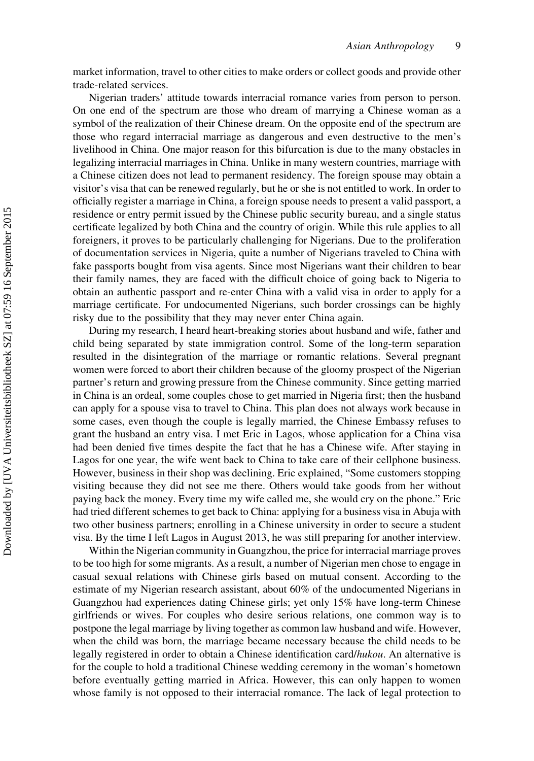market information, travel to other cities to make orders or collect goods and provide other trade-related services.

Nigerian traders' attitude towards interracial romance varies from person to person. On one end of the spectrum are those who dream of marrying a Chinese woman as a symbol of the realization of their Chinese dream. On the opposite end of the spectrum are those who regard interracial marriage as dangerous and even destructive to the men's livelihood in China. One major reason for this bifurcation is due to the many obstacles in legalizing interracial marriages in China. Unlike in many western countries, marriage with a Chinese citizen does not lead to permanent residency. The foreign spouse may obtain a visitor's visa that can be renewed regularly, but he or she is not entitled to work. In order to officially register a marriage in China, a foreign spouse needs to present a valid passport, a residence or entry permit issued by the Chinese public security bureau, and a single status certificate legalized by both China and the country of origin. While this rule applies to all foreigners, it proves to be particularly challenging for Nigerians. Due to the proliferation of documentation services in Nigeria, quite a number of Nigerians traveled to China with fake passports bought from visa agents. Since most Nigerians want their children to bear their family names, they are faced with the difficult choice of going back to Nigeria to obtain an authentic passport and re-enter China with a valid visa in order to apply for a marriage certificate. For undocumented Nigerians, such border crossings can be highly risky due to the possibility that they may never enter China again.

During my research, I heard heart-breaking stories about husband and wife, father and child being separated by state immigration control. Some of the long-term separation resulted in the disintegration of the marriage or romantic relations. Several pregnant women were forced to abort their children because of the gloomy prospect of the Nigerian partner's return and growing pressure from the Chinese community. Since getting married in China is an ordeal, some couples chose to get married in Nigeria first; then the husband can apply for a spouse visa to travel to China. This plan does not always work because in some cases, even though the couple is legally married, the Chinese Embassy refuses to grant the husband an entry visa. I met Eric in Lagos, whose application for a China visa had been denied five times despite the fact that he has a Chinese wife. After staying in Lagos for one year, the wife went back to China to take care of their cellphone business. However, business in their shop was declining. Eric explained, "Some customers stopping visiting because they did not see me there. Others would take goods from her without paying back the money. Every time my wife called me, she would cry on the phone." Eric had tried different schemes to get back to China: applying for a business visa in Abuja with two other business partners; enrolling in a Chinese university in order to secure a student visa. By the time I left Lagos in August 2013, he was still preparing for another interview.

Within the Nigerian community in Guangzhou, the price for interracial marriage proves to be too high for some migrants. As a result, a number of Nigerian men chose to engage in casual sexual relations with Chinese girls based on mutual consent. According to the estimate of my Nigerian research assistant, about 60% of the undocumented Nigerians in Guangzhou had experiences dating Chinese girls; yet only 15% have long-term Chinese girlfriends or wives. For couples who desire serious relations, one common way is to postpone the legal marriage by living together as common law husband and wife. However, when the child was born, the marriage became necessary because the child needs to be legally registered in order to obtain a Chinese identification card/*hukou*. An alternative is for the couple to hold a traditional Chinese wedding ceremony in the woman's hometown before eventually getting married in Africa. However, this can only happen to women whose family is not opposed to their interracial romance. The lack of legal protection to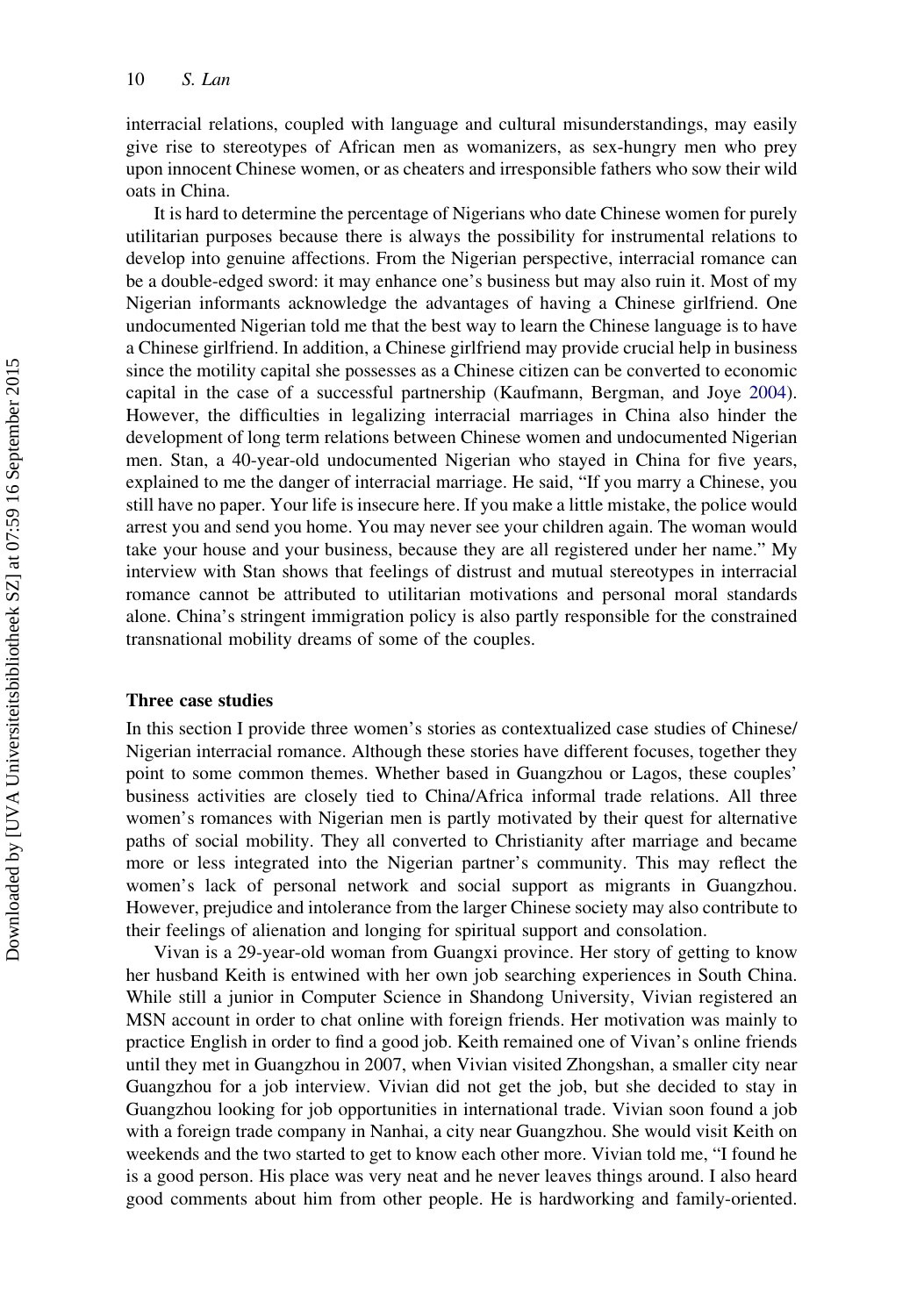interracial relations, coupled with language and cultural misunderstandings, may easily give rise to stereotypes of African men as womanizers, as sex-hungry men who prey upon innocent Chinese women, or as cheaters and irresponsible fathers who sow their wild oats in China.

It is hard to determine the percentage of Nigerians who date Chinese women for purely utilitarian purposes because there is always the possibility for instrumental relations to develop into genuine affections. From the Nigerian perspective, interracial romance can be a double-edged sword: it may enhance one's business but may also ruin it. Most of my Nigerian informants acknowledge the advantages of having a Chinese girlfriend. One undocumented Nigerian told me that the best way to learn the Chinese language is to have a Chinese girlfriend. In addition, a Chinese girlfriend may provide crucial help in business since the motility capital she possesses as a Chinese citizen can be converted to economic capital in the case of a successful partnership (Kaufmann, Bergman, and Joye 2004). However, the difficulties in legalizing interracial marriages in China also hinder the development of long term relations between Chinese women and undocumented Nigerian men. Stan, a 40-year-old undocumented Nigerian who stayed in China for five years, explained to me the danger of interracial marriage. He said, "If you marry a Chinese, you still have no paper. Your life is insecure here. If you make a little mistake, the police would arrest you and send you home. You may never see your children again. The woman would take your house and your business, because they are all registered under her name." My interview with Stan shows that feelings of distrust and mutual stereotypes in interracial romance cannot be attributed to utilitarian motivations and personal moral standards alone. China's stringent immigration policy is also partly responsible for the constrained transnational mobility dreams of some of the couples.

## Three case studies

In this section I provide three women's stories as contextualized case studies of Chinese/Nigerian interracial romance. Although these stories have different focuses, together they point to some common themes. Whether based in Guangzhou or Lagos, these couples' business activities are closely tied to China/Africa informal trade relations. All three women's romances with Nigerian men is partly motivated by their quest for alternative paths of social mobility. They all converted to Christianity after marriage and became more or less integrated into the Nigerian partner's community. This may reflect the women's lack of personal network and social support as migrants in Guangzhou. However, prejudice and intolerance from the larger Chinese society may also contribute to their feelings of alienation and longing for spiritual support and consolation.

Vivan is a 29-year-old woman from Guangxi province. Her story of getting to know her husband Keith is entwined with her own job searching experiences in South China. While still a junior in Computer Science in Shandong University, Vivian registered an MSN account in order to chat online with foreign friends. Her motivation was mainly to practice English in order to find a good job. Keith remained one of Vivan's online friends until they met in Guangzhou in 2007, when Vivian visited Zhongshan, a smaller city near Guangzhou for a job interview. Vivian did not get the job, but she decided to stay in Guangzhou looking for job opportunities in international trade. Vivian soon found a job with a foreign trade company in Nanhai, a city near Guangzhou. She would visit Keith on weekends and the two started to get to know each other more. Vivian told me, "I found he is a good person. His place was very neat and he never leaves things around. I also heard good comments about him from other people. He is hardworking and family-oriented.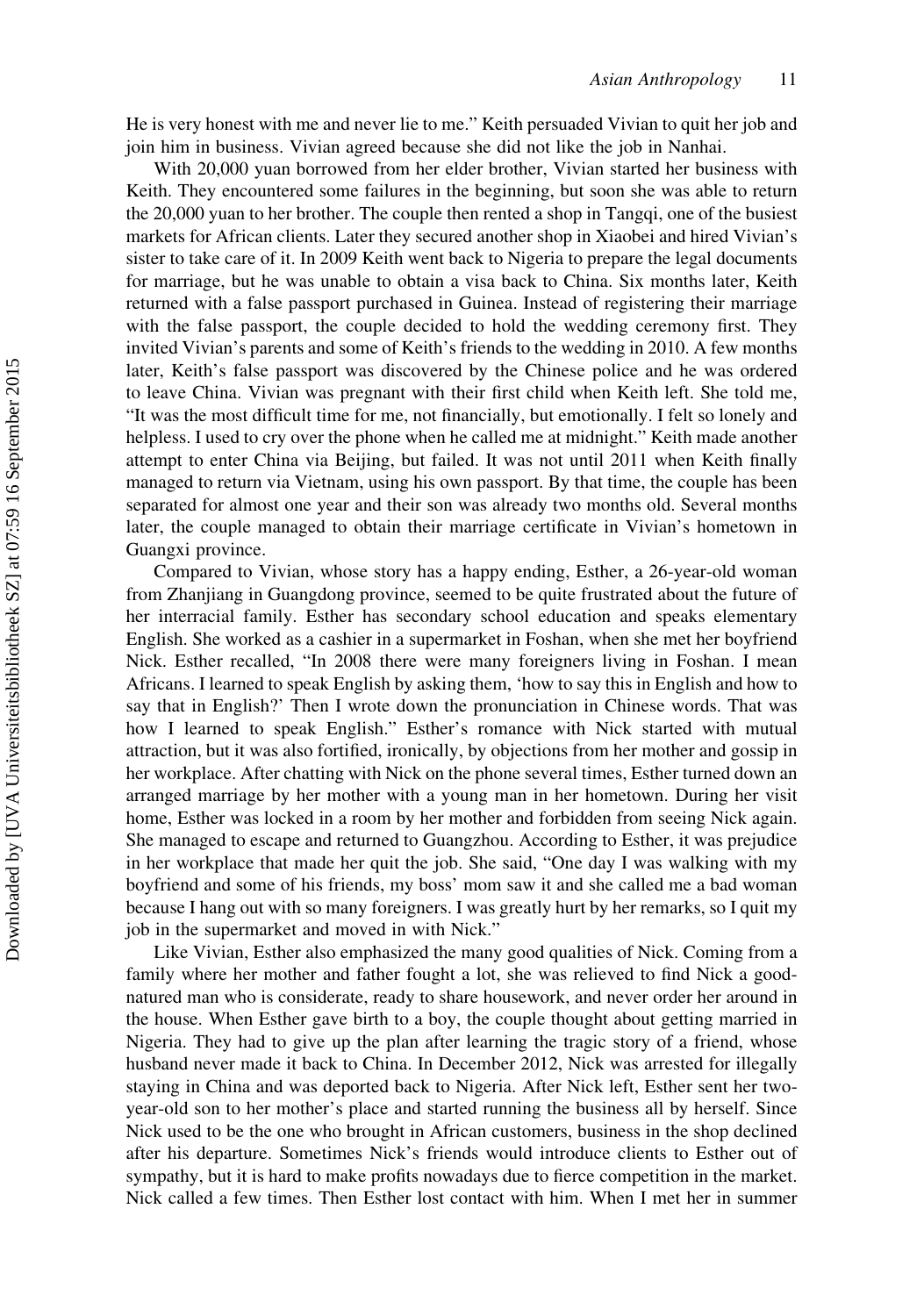He is very honest with me and never lie to me." Keith persuaded Vivian to quit her job and join him in business. Vivian agreed because she did not like the job in Nanhai.

With 20,000 yuan borrowed from her elder brother, Vivian started her business with Keith. They encountered some failures in the beginning, but soon she was able to return the 20,000 yuan to her brother. The couple then rented a shop in Tangqi, one of the busiest markets for African clients. Later they secured another shop in Xiaobei and hired Vivian's sister to take care of it. In 2009 Keith went back to Nigeria to prepare the legal documents for marriage, but he was unable to obtain a visa back to China. Six months later, Keith returned with a false passport purchased in Guinea. Instead of registering their marriage with the false passport, the couple decided to hold the wedding ceremony first. They invited Vivian's parents and some of Keith's friends to the wedding in 2010. A few months later, Keith's false passport was discovered by the Chinese police and he was ordered to leave China. Vivian was pregnant with their first child when Keith left. She told me, "It was the most difficult time for me, not financially, but emotionally. I felt so lonely and helpless. I used to cry over the phone when he called me at midnight." Keith made another attempt to enter China via Beijing, but failed. It was not until 2011 when Keith finally managed to return via Vietnam, using his own passport. By that time, the couple has been separated for almost one year and their son was already two months old. Several months later, the couple managed to obtain their marriage certificate in Vivian's hometown in Guangxi province.

Compared to Vivian, whose story has a happy ending, Esther, a 26-year-old woman from Zhanjiang in Guangdong province, seemed to be quite frustrated about the future of her interracial family. Esther has secondary school education and speaks elementary English. She worked as a cashier in a supermarket in Foshan, when she met her boyfriend Nick. Esther recalled, "In 2008 there were many foreigners living in Foshan. I mean Africans. I learned to speak English by asking them, 'how to say this in English and how to say that in English?' Then I wrote down the pronunciation in Chinese words. That was how I learned to speak English." Esther's romance with Nick started with mutual attraction, but it was also fortified, ironically, by objections from her mother and gossip in her workplace. After chatting with Nick on the phone several times, Esther turned down an arranged marriage by her mother with a young man in her hometown. During her visit home, Esther was locked in a room by her mother and forbidden from seeing Nick again. She managed to escape and returned to Guangzhou. According to Esther, it was prejudice in her workplace that made her quit the job. She said, "One day I was walking with my boyfriend and some of his friends, my boss' mom saw it and she called me a bad woman because I hang out with so many foreigners. I was greatly hurt by her remarks, so I quit my job in the supermarket and moved in with Nick."

Like Vivian, Esther also emphasized the many good qualities of Nick. Coming from a family where her mother and father fought a lot, she was relieved to find Nick a good-natured man who is considerate, ready to share housework, and never order her around in the house. When Esther gave birth to a boy, the couple thought about getting married in Nigeria. They had to give up the plan after learning the tragic story of a friend, whose husband never made it back to China. In December 2012, Nick was arrested for illegally staying in China and was deported back to Nigeria. After Nick left, Esther sent her two-year-old son to her mother's place and started running the business all by herself. Since Nick used to be the one who brought in African customers, business in the shop declined after his departure. Sometimes Nick's friends would introduce clients to Esther out of sympathy, but it is hard to make profits nowadays due to fierce competition in the market. Nick called a few times. Then Esther lost contact with him. When I met her in summer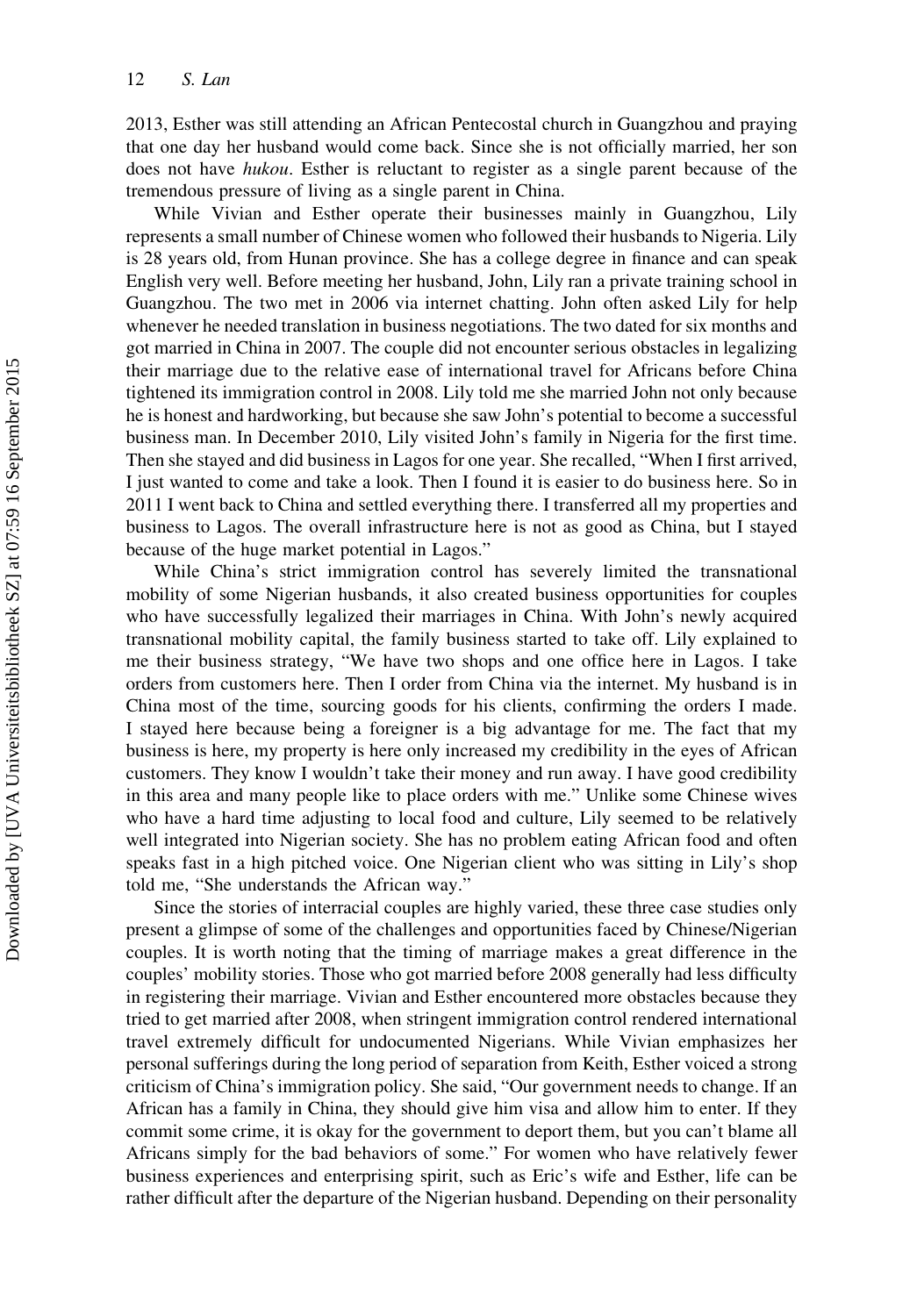2013, Esther was still attending an African Pentecostal church in Guangzhou and praying that one day her husband would come back. Since she is not officially married, her son does not have *hukou*. Esther is reluctant to register as a single parent because of the tremendous pressure of living as a single parent in China.

While Vivian and Esther operate their businesses mainly in Guangzhou, Lily represents a small number of Chinese women who followed their husbands to Nigeria. Lily is 28 years old, from Hunan province. She has a college degree in finance and can speak English very well. Before meeting her husband, John, Lily ran a private training school in Guangzhou. The two met in 2006 via internet chatting. John often asked Lily for help whenever he needed translation in business negotiations. The two dated for six months and got married in China in 2007. The couple did not encounter serious obstacles in legalizing their marriage due to the relative ease of international travel for Africans before China tightened its immigration control in 2008. Lily told me she married John not only because he is honest and hardworking, but because she saw John's potential to become a successful business man. In December 2010, Lily visited John's family in Nigeria for the first time. Then she stayed and did business in Lagos for one year. She recalled, "When I first arrived, I just wanted to come and take a look. Then I found it is easier to do business here. So in 2011 I went back to China and settled everything there. I transferred all my properties and business to Lagos. The overall infrastructure here is not as good as China, but I stayed because of the huge market potential in Lagos."

While China's strict immigration control has severely limited the transnational mobility of some Nigerian husbands, it also created business opportunities for couples who have successfully legalized their marriages in China. With John's newly acquired transnational mobility capital, the family business started to take off. Lily explained to me their business strategy, "We have two shops and one office here in Lagos. I take orders from customers here. Then I order from China via the internet. My husband is in China most of the time, sourcing goods for his clients, confirming the orders I made. I stayed here because being a foreigner is a big advantage for me. The fact that my business is here, my property is here only increased my credibility in the eyes of African customers. They know I wouldn't take their money and run away. I have good credibility in this area and many people like to place orders with me." Unlike some Chinese wives who have a hard time adjusting to local food and culture, Lily seemed to be relatively well integrated into Nigerian society. She has no problem eating African food and often speaks fast in a high pitched voice. One Nigerian client who was sitting in Lily's shop told me, "She understands the African way."

Since the stories of interracial couples are highly varied, these three case studies only present a glimpse of some of the challenges and opportunities faced by Chinese/Nigerian couples. It is worth noting that the timing of marriage makes a great difference in the couples' mobility stories. Those who got married before 2008 generally had less difficulty in registering their marriage. Vivian and Esther encountered more obstacles because they tried to get married after 2008, when stringent immigration control rendered international travel extremely difficult for undocumented Nigerians. While Vivian emphasizes her personal sufferings during the long period of separation from Keith, Esther voiced a strong criticism of China's immigration policy. She said, "Our government needs to change. If an African has a family in China, they should give him visa and allow him to enter. If they commit some crime, it is okay for the government to deport them, but you can't blame all Africans simply for the bad behaviors of some." For women who have relatively fewer business experiences and enterprising spirit, such as Eric's wife and Esther, life can be rather difficult after the departure of the Nigerian husband. Depending on their personality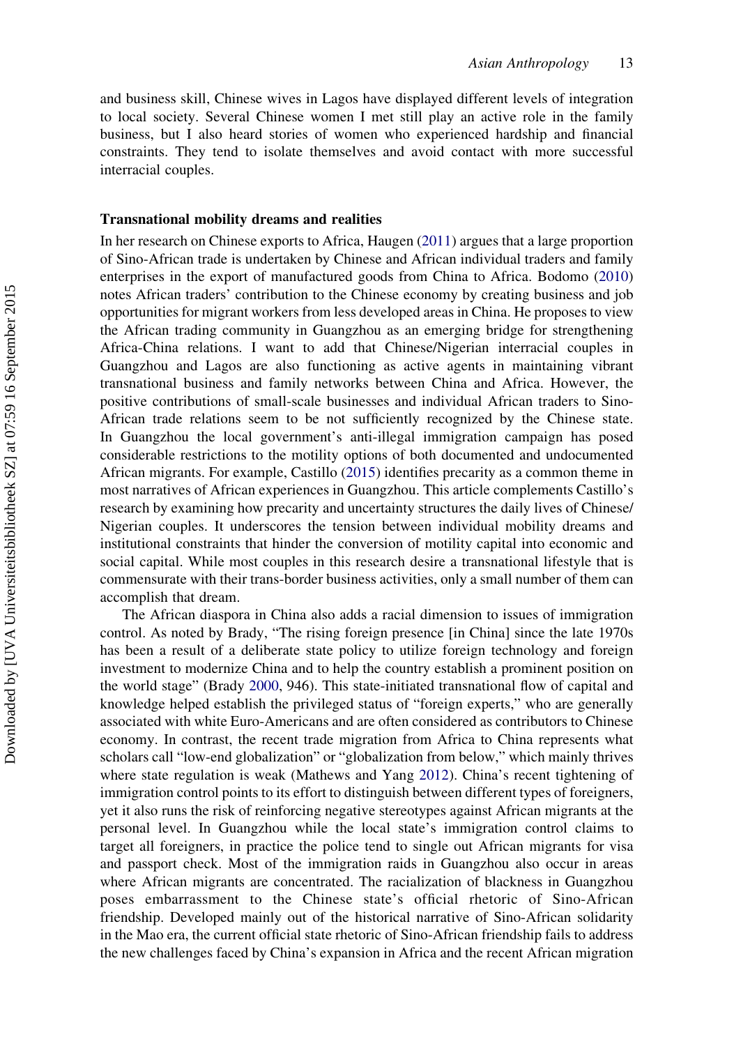and business skill, Chinese wives in Lagos have displayed different levels of integration to local society. Several Chinese women I met still play an active role in the family business, but I also heard stories of women who experienced hardship and financial constraints. They tend to isolate themselves and avoid contact with more successful interracial couples.

### Transnational mobility dreams and realities

In her research on Chinese exports to Africa, Haugen (2011) argues that a large proportion of Sino-African trade is undertaken by Chinese and African individual traders and family enterprises in the export of manufactured goods from China to Africa. Bodomo (2010) notes African traders' contribution to the Chinese economy by creating business and job opportunities for migrant workers from less developed areas in China. He proposes to view the African trading community in Guangzhou as an emerging bridge for strengthening Africa-China relations. I want to add that Chinese/Nigerian interracial couples in Guangzhou and Lagos are also functioning as active agents in maintaining vibrant transnational business and family networks between China and Africa. However, the positive contributions of small-scale businesses and individual African traders to Sino-African trade relations seem to be not sufficiently recognized by the Chinese state. In Guangzhou the local government's anti-illegal immigration campaign has posed considerable restrictions to the motility options of both documented and undocumented African migrants. For example, Castillo (2015) identifies precarity as a common theme in most narratives of African experiences in Guangzhou. This article complements Castillo's research by examining how precarity and uncertainty structures the daily lives of Chinese/Nigerian couples. It underscores the tension between individual mobility dreams and institutional constraints that hinder the conversion of motility capital into economic and social capital. While most couples in this research desire a transnational lifestyle that is commensurate with their trans-border business activities, only a small number of them can accomplish that dream.

The African diaspora in China also adds a racial dimension to issues of immigration control. As noted by Brady, "The rising foreign presence [in China] since the late 1970s has been a result of a deliberate state policy to utilize foreign technology and foreign investment to modernize China and to help the country establish a prominent position on the world stage" (Brady 2000, 946). This state-initiated transnational flow of capital and knowledge helped establish the privileged status of "foreign experts," who are generally associated with white Euro-Americans and are often considered as contributors to Chinese economy. In contrast, the recent trade migration from Africa to China represents what scholars call "low-end globalization" or "globalization from below," which mainly thrives where state regulation is weak (Mathews and Yang 2012). China's recent tightening of immigration control points to its effort to distinguish between different types of foreigners, yet it also runs the risk of reinforcing negative stereotypes against African migrants at the personal level. In Guangzhou while the local state's immigration control claims to target all foreigners, in practice the police tend to single out African migrants for visa and passport check. Most of the immigration raids in Guangzhou also occur in areas where African migrants are concentrated. The racialization of blackness in Guangzhou poses embarrassment to the Chinese state's official rhetoric of Sino-African friendship. Developed mainly out of the historical narrative of Sino-African solidarity in the Mao era, the current official state rhetoric of Sino-African friendship fails to address the new challenges faced by China's expansion in Africa and the recent African migration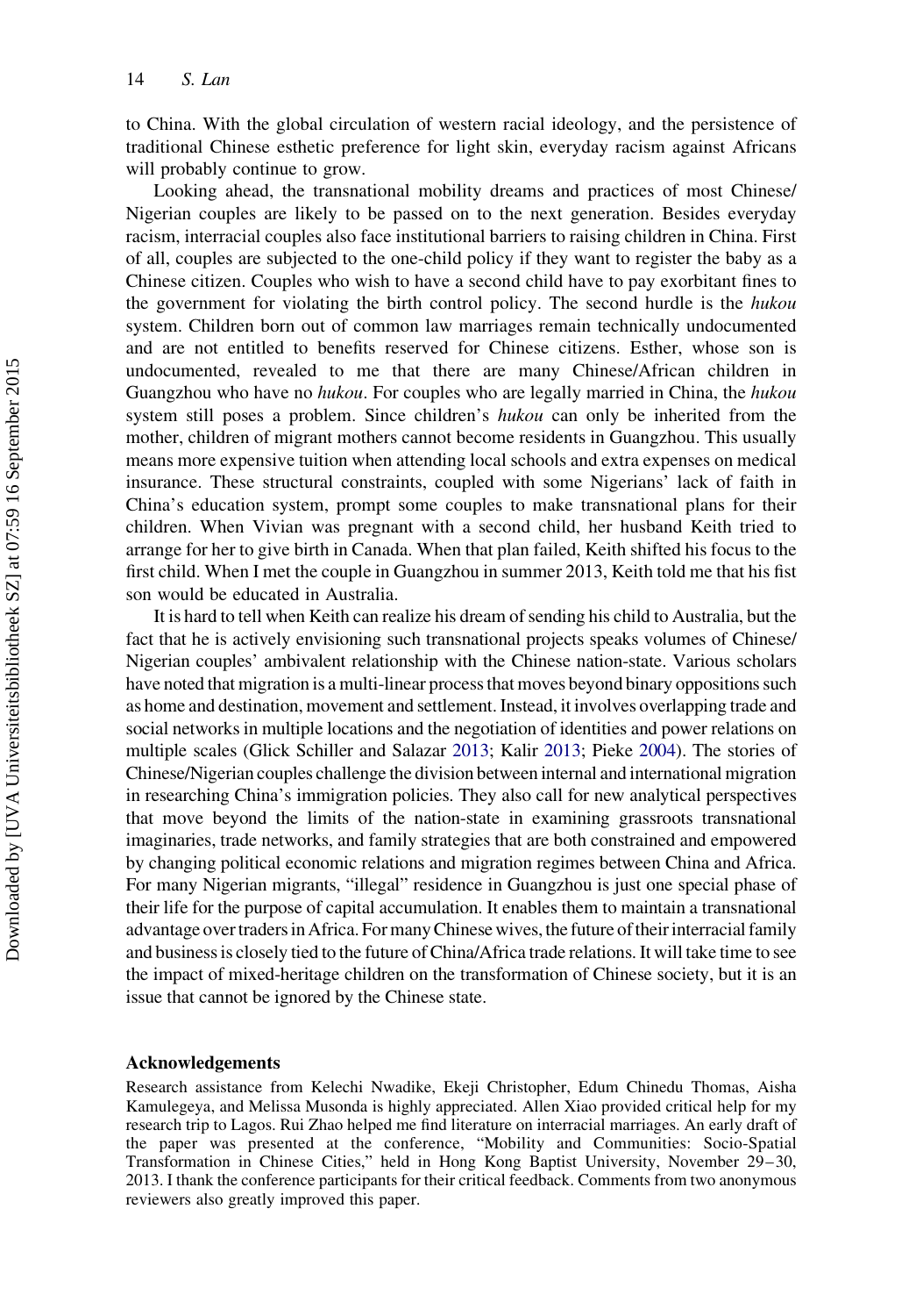to China. With the global circulation of western racial ideology, and the persistence of traditional Chinese esthetic preference for light skin, everyday racism against Africans will probably continue to grow.

Looking ahead, the transnational mobility dreams and practices of most Chinese/Nigerian couples are likely to be passed on to the next generation. Besides everyday racism, interracial couples also face institutional barriers to raising children in China. First of all, couples are subjected to the one-child policy if they want to register the baby as a Chinese citizen. Couples who wish to have a second child have to pay exorbitant fines to the government for violating the birth control policy. The second hurdle is the *hukou* system. Children born out of common law marriages remain technically undocumented and are not entitled to benefits reserved for Chinese citizens. Esther, whose son is undocumented, revealed to me that there are many Chinese/African children in Guangzhou who have no *hukou*. For couples who are legally married in China, the *hukou* system still poses a problem. Since children's *hukou* can only be inherited from the mother, children of migrant mothers cannot become residents in Guangzhou. This usually means more expensive tuition when attending local schools and extra expenses on medical insurance. These structural constraints, coupled with some Nigerians' lack of faith in China's education system, prompt some couples to make transnational plans for their children. When Vivian was pregnant with a second child, her husband Keith tried to arrange for her to give birth in Canada. When that plan failed, Keith shifted his focus to the first child. When I met the couple in Guangzhou in summer 2013, Keith told me that his fist son would be educated in Australia.

It is hard to tell when Keith can realize his dream of sending his child to Australia, but the fact that he is actively envisioning such transnational projects speaks volumes of Chinese/Nigerian couples' ambivalent relationship with the Chinese nation-state. Various scholars have noted that migration is a multi-linear process that moves beyond binary oppositions such as home and destination, movement and settlement. Instead, it involves overlapping trade and social networks in multiple locations and the negotiation of identities and power relations on multiple scales (Glick Schiller and Salazar 2013; Kalir 2013; Pieke 2004). The stories of Chinese/Nigerian couples challenge the division between internal and international migration in researching China's immigration policies. They also call for new analytical perspectives that move beyond the limits of the nation-state in examining grassroots transnational imaginaries, trade networks, and family strategies that are both constrained and empowered by changing political economic relations and migration regimes between China and Africa. For many Nigerian migrants, "illegal" residence in Guangzhou is just one special phase of their life for the purpose of capital accumulation. It enables them to maintain a transnational advantage over traders in Africa. For many Chinese wives, the future of their interracial family and business is closely tied to the future of China/Africa trade relations. It will take time to see the impact of mixed-heritage children on the transformation of Chinese society, but it is an issue that cannot be ignored by the Chinese state.

## Acknowledgements

Research assistance from Kelechi Nwadike, Ekeji Christopher, Edum Chinedu Thomas, Aisha Kamulegeya, and Melissa Musonda is highly appreciated. Allen Xiao provided critical help for my research trip to Lagos. Rui Zhao helped me find literature on interracial marriages. An early draft of the paper was presented at the conference, "Mobility and Communities: Socio-Spatial Transformation in Chinese Cities," held in Hong Kong Baptist University, November 29–30, 2013. I thank the conference participants for their critical feedback. Comments from two anonymous reviewers also greatly improved this paper.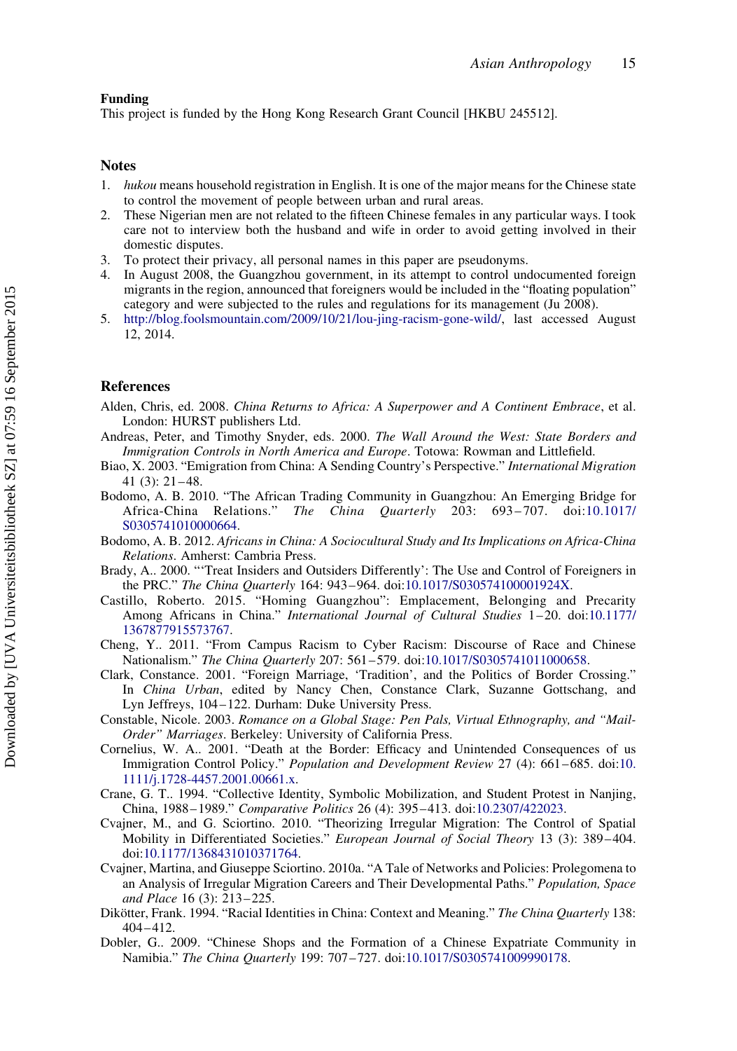## Funding

This project is funded by the Hong Kong Research Grant Council [HKBU 245512].

## Notes

1. *hukou* means household registration in English. It is one of the major means for the Chinese state to control the movement of people between urban and rural areas.
2. These Nigerian men are not related to the fifteen Chinese females in any particular ways. I took care not to interview both the husband and wife in order to avoid getting involved in their domestic disputes.
3. To protect their privacy, all personal names in this paper are pseudonyms.
4. In August 2008, the Guangzhou government, in its attempt to control undocumented foreign migrants in the region, announced that foreigners would be included in the "floating population" category and were subjected to the rules and regulations for its management (Ju 2008).
5. http://blog.foolsmountain.com/2009/10/21/lou-jing-racism-gone-wild/, last accessed August 12, 2014.

## References

Alden, Chris, ed. 2008. *China Returns to Africa: A Superpower and A Continent Embrace*, et al. London: HURST publishers Ltd.

Andreas, Peter, and Timothy Snyder, eds. 2000. *The Wall Around the West: State Borders and Immigration Controls in North America and Europe*. Totowa: Rowman and Littlefield.

Biao, X. 2003. "Emigration from China: A Sending Country's Perspective." *International Migration* 41 (3): 21–48.

Bodomo, A. B. 2010. "The African Trading Community in Guangzhou: An Emerging Bridge for Africa-China Relations." *The China Quarterly* 203: 693–707. doi:10.1017/S0305741010000664.

Bodomo, A. B. 2012. *Africans in China: A Sociocultural Study and Its Implications on Africa-China Relations*. Amherst: Cambria Press.

Brady, A.. 2000. "'Treat Insiders and Outsiders Differently': The Use and Control of Foreigners in the PRC." *The China Quarterly* 164: 943–964. doi:10.1017/S030574100001924X.

Castillo, Roberto. 2015. "Homing Guangzhou": Emplacement, Belonging and Precarity Among Africans in China." *International Journal of Cultural Studies* 1–20. doi:10.1177/1367877915573767.

Cheng, Y.. 2011. "From Campus Racism to Cyber Racism: Discourse of Race and Chinese Nationalism." *The China Quarterly* 207: 561–579. doi:10.1017/S0305741011000658.

Clark, Constance. 2001. "Foreign Marriage, 'Tradition', and the Politics of Border Crossing." In *China Urban*, edited by Nancy Chen, Constance Clark, Suzanne Gottschang, and Lyn Jeffreys, 104–122. Durham: Duke University Press.

Constable, Nicole. 2003. *Romance on a Global Stage: Pen Pals, Virtual Ethnography, and "Mail-Order" Marriages*. Berkeley: University of California Press.

Cornelius, W. A.. 2001. "Death at the Border: Efficacy and Unintended Consequences of us Immigration Control Policy." *Population and Development Review* 27 (4): 661–685. doi:10.1111/j.1728-4457.2001.00661.x.

Crane, G. T.. 1994. "Collective Identity, Symbolic Mobilization, and Student Protest in Nanjing, China, 1988–1989." *Comparative Politics* 26 (4): 395–413. doi:10.2307/422023.

Cvajner, M., and G. Sciortino. 2010. "Theorizing Irregular Migration: The Control of Spatial Mobility in Differentiated Societies." *European Journal of Social Theory* 13 (3): 389–404. doi:10.1177/1368431010371764.

Cvajner, Martina, and Giuseppe Sciortino. 2010a. "A Tale of Networks and Policies: Prolegomena to an Analysis of Irregular Migration Careers and Their Developmental Paths." *Population, Space and Place* 16 (3): 213–225.

Dikötter, Frank. 1994. "Racial Identities in China: Context and Meaning." *The China Quarterly* 138: 404–412.

Dobler, G.. 2009. "Chinese Shops and the Formation of a Chinese Expatriate Community in Namibia." *The China Quarterly* 199: 707–727. doi:10.1017/S0305741009990178.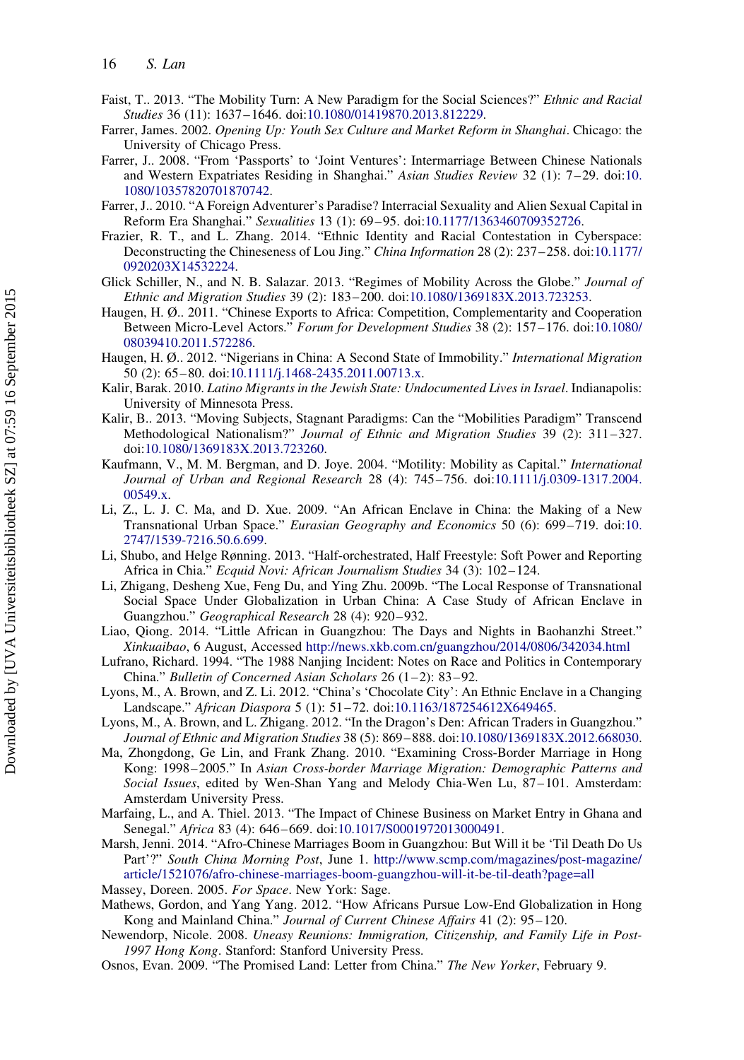Faist, T.. 2013. "The Mobility Turn: A New Paradigm for the Social Sciences?" *Ethnic and Racial Studies* 36 (11): 1637–1646. doi:10.1080/01419870.2013.812229.

Farrer, James. 2002. *Opening Up: Youth Sex Culture and Market Reform in Shanghai*. Chicago: the University of Chicago Press.

Farrer, J.. 2008. "From 'Passports' to 'Joint Ventures': Intermarriage Between Chinese Nationals and Western Expatriates Residing in Shanghai." *Asian Studies Review* 32 (1): 7–29. doi:10.1080/10357820701870742.

Farrer, J.. 2010. "A Foreign Adventurer's Paradise? Interracial Sexuality and Alien Sexual Capital in Reform Era Shanghai." *Sexualities* 13 (1): 69–95. doi:10.1177/1363460709352726.

Frazier, R. T., and L. Zhang. 2014. "Ethnic Identity and Racial Contestation in Cyberspace: Deconstructing the Chineseness of Lou Jing." *China Information* 28 (2): 237–258. doi:10.1177/0920203X14532224.

Glick Schiller, N., and N. B. Salazar. 2013. "Regimes of Mobility Across the Globe." *Journal of Ethnic and Migration Studies* 39 (2): 183–200. doi:10.1080/1369183X.2013.723253.

Haugen, H. Ø.. 2011. "Chinese Exports to Africa: Competition, Complementarity and Cooperation Between Micro-Level Actors." *Forum for Development Studies* 38 (2): 157–176. doi:10.1080/08039410.2011.572286.

Haugen, H. Ø.. 2012. "Nigerians in China: A Second State of Immobility." *International Migration* 50 (2): 65–80. doi:10.1111/j.1468-2435.2011.00713.x.

Kalir, Barak. 2010. *Latino Migrants in the Jewish State: Undocumented Lives in Israel*. Indianapolis: University of Minnesota Press.

Kalir, B.. 2013. "Moving Subjects, Stagnant Paradigms: Can the "Mobilities Paradigm" Transcend Methodological Nationalism?" *Journal of Ethnic and Migration Studies* 39 (2): 311–327. doi:10.1080/1369183X.2013.723260.

Kaufmann, V., M. M. Bergman, and D. Joye. 2004. "Motility: Mobility as Capital." *International Journal of Urban and Regional Research* 28 (4): 745–756. doi:10.1111/j.0309-1317.2004.00549.x.

Li, Z., L. J. C. Ma, and D. Xue. 2009. "An African Enclave in China: the Making of a New Transnational Urban Space." *Eurasian Geography and Economics* 50 (6): 699–719. doi:10.2747/1539-7216.50.6.699.

Li, Shubo, and Helge Rønning. 2013. "Half-orchestrated, Half Freestyle: Soft Power and Reporting Africa in China." *Ecquid Novi: African Journalism Studies* 34 (3): 102–124.

Li, Zhigang, Desheng Xue, Feng Du, and Ying Zhu. 2009b. "The Local Response of Transnational Social Space Under Globalization in Urban China: A Case Study of African Enclave in Guangzhou." *Geographical Research* 28 (4): 920–932.

Liao, Qiong. 2014. "Little African in Guangzhou: The Days and Nights in Baohanzhi Street." *Xinkuaibao*, 6 August, Accessed http://news.xkb.com.cn/guangzhou/2014/0806/342034.html

Lufrano, Richard. 1994. "The 1988 Nanjing Incident: Notes on Race and Politics in Contemporary China." *Bulletin of Concerned Asian Scholars* 26 (1–2): 83–92.

Lyons, M., A. Brown, and Z. Li. 2012. "China's 'Chocolate City': An Ethnic Enclave in a Changing Landscape." *African Diaspora* 5 (1): 51–72. doi:10.1163/187254612X649465.

Lyons, M., A. Brown, and L. Zhigang. 2012. "In the Dragon's Den: African Traders in Guangzhou." *Journal of Ethnic and Migration Studies* 38 (5): 869–888. doi:10.1080/1369183X.2012.668030.

Ma, Zhongdong, Ge Lin, and Frank Zhang. 2010. "Examining Cross-Border Marriage in Hong Kong: 1998–2005." In *Asian Cross-border Marriage Migration: Demographic Patterns and Social Issues*, edited by Wen-Shan Yang and Melody Chia-Wen Lu, 87–101. Amsterdam: Amsterdam University Press.

Marfaing, L., and A. Thiel. 2013. "The Impact of Chinese Business on Market Entry in Ghana and Senegal." *Africa* 83 (4): 646–669. doi:10.1017/S0001972013000491.

Marsh, Jenni. 2014. "Afro-Chinese Marriages Boom in Guangzhou: But Will it be 'Til Death Do Us Part'?" *South China Morning Post*, June 1. http://www.scmp.com/magazines/post-magazine/article/1521076/afro-chinese-marriages-boom-guangzhou-will-it-be-til-death?page=all

Massey, Doreen. 2005. *For Space*. New York: Sage.

Mathews, Gordon, and Yang Yang. 2012. "How Africans Pursue Low-End Globalization in Hong Kong and Mainland China." *Journal of Current Chinese Affairs* 41 (2): 95–120.

Newendorp, Nicole. 2008. *Uneasy Reunions: Immigration, Citizenship, and Family Life in Post-1997 Hong Kong*. Stanford: Stanford University Press.

Osnos, Evan. 2009. "The Promised Land: Letter from China." *The New Yorker*, February 9.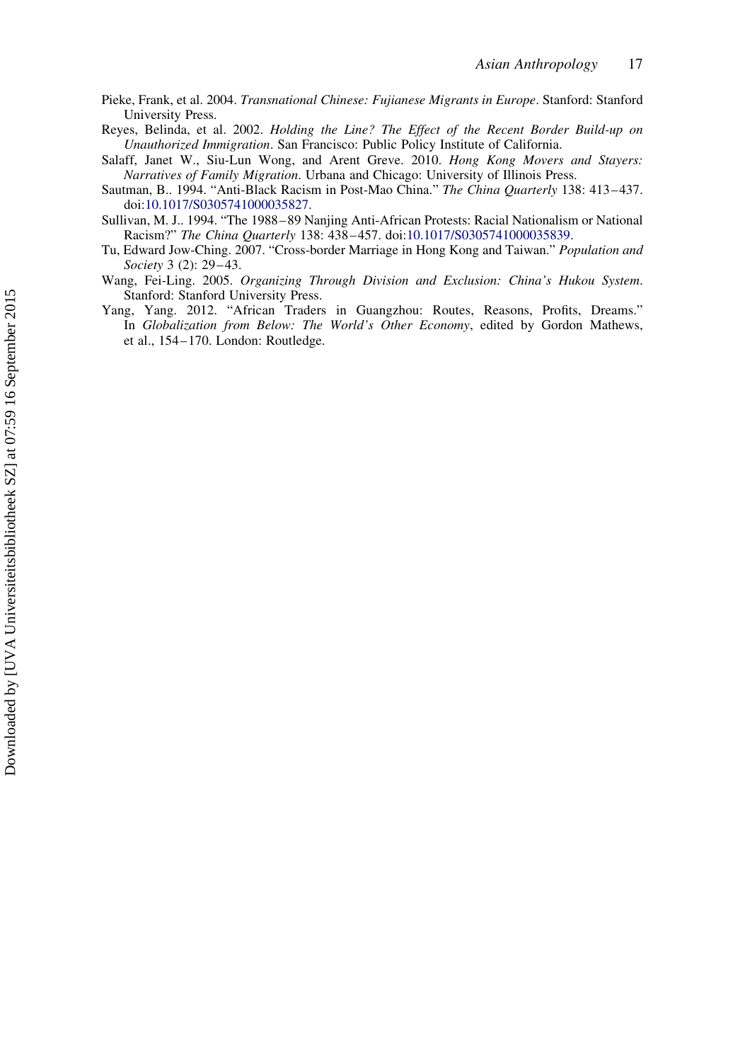Pieke, Frank, et al. 2004. *Transnational Chinese: Fujianese Migrants in Europe*. Stanford: Stanford University Press.

Reyes, Belinda, et al. 2002. *Holding the Line? The Effect of the Recent Border Build-up on Unauthorized Immigration*. San Francisco: Public Policy Institute of California.

Salaff, Janet W., Siu-Lun Wong, and Arent Greve. 2010. *Hong Kong Movers and Stayers: Narratives of Family Migration*. Urbana and Chicago: University of Illinois Press.

Sautman, B.. 1994. "Anti-Black Racism in Post-Mao China." *The China Quarterly* 138: 413–437. doi:10.1017/S0305741000035827.

Sullivan, M. J.. 1994. "The 1988–89 Nanjing Anti-African Protests: Racial Nationalism or National Racism?" *The China Quarterly* 138: 438–457. doi:10.1017/S0305741000035839.

Tu, Edward Jow-Ching. 2007. "Cross-border Marriage in Hong Kong and Taiwan." *Population and Society* 3 (2): 29–43.

Wang, Fei-Ling. 2005. *Organizing Through Division and Exclusion: China's Hukou System*. Stanford: Stanford University Press.

Yang, Yang. 2012. "African Traders in Guangzhou: Routes, Reasons, Profits, Dreams." In *Globalization from Below: The World's Other Economy*, edited by Gordon Mathews, et al., 154–170. London: Routledge.